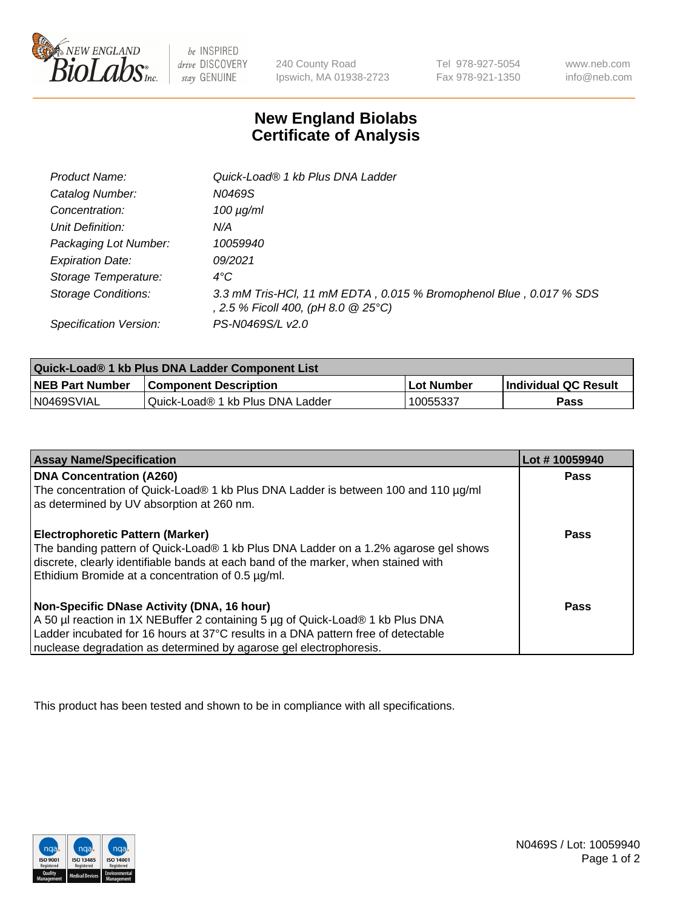New England BioLabs Inc. — be INSPIRED drive DISCOVERY stay GENUINE

240 County Road
Ipswich, MA 01938-2723

Tel 978-927-5054
Fax 978-921-1350

www.neb.com
info@neb.com

# New England Biolabs
# Certificate of Analysis

| | |
|---|---|
| *Product Name:* | *Quick-Load® 1 kb Plus DNA Ladder* |
| *Catalog Number:* | *N0469S* |
| *Concentration:* | *100 µg/ml* |
| *Unit Definition:* | *N/A* |
| *Packaging Lot Number:* | *10059940* |
| *Expiration Date:* | *09/2021* |
| *Storage Temperature:* | *4°C* |
| *Storage Conditions:* | *3.3 mM Tris-HCl, 11 mM EDTA , 0.015 % Bromophenol Blue , 0.017 % SDS , 2.5 % Ficoll 400, (pH 8.0 @ 25°C)* |
| *Specification Version:* | *PS-N0469S/L v2.0* |

| **Quick-Load® 1 kb Plus DNA Ladder Component List** | | | |
|---|---|---|---|
| **NEB Part Number** | **Component Description** | **Lot Number** | **Individual QC Result** |
| N0469SVIAL | Quick-Load® 1 kb Plus DNA Ladder | 10055337 | **Pass** |

| **Assay Name/Specification** | **Lot # 10059940** |
|---|---|
| **DNA Concentration (A260)**<br>The concentration of Quick-Load® 1 kb Plus DNA Ladder is between 100 and 110 µg/ml as determined by UV absorption at 260 nm. | **Pass** |
| **Electrophoretic Pattern (Marker)**<br>The banding pattern of Quick-Load® 1 kb Plus DNA Ladder on a 1.2% agarose gel shows discrete, clearly identifiable bands at each band of the marker, when stained with Ethidium Bromide at a concentration of 0.5 µg/ml. | **Pass** |
| **Non-Specific DNase Activity (DNA, 16 hour)**<br>A 50 µl reaction in 1X NEBuffer 2 containing 5 µg of Quick-Load® 1 kb Plus DNA Ladder incubated for 16 hours at 37°C results in a DNA pattern free of detectable nuclease degradation as determined by agarose gel electrophoresis. | **Pass** |

This product has been tested and shown to be in compliance with all specifications.

ISO 9001 Registered Quality Management | ISO 13485 Registered Medical Devices | ISO 14001 Registered Environmental Management

N0469S / Lot: 10059940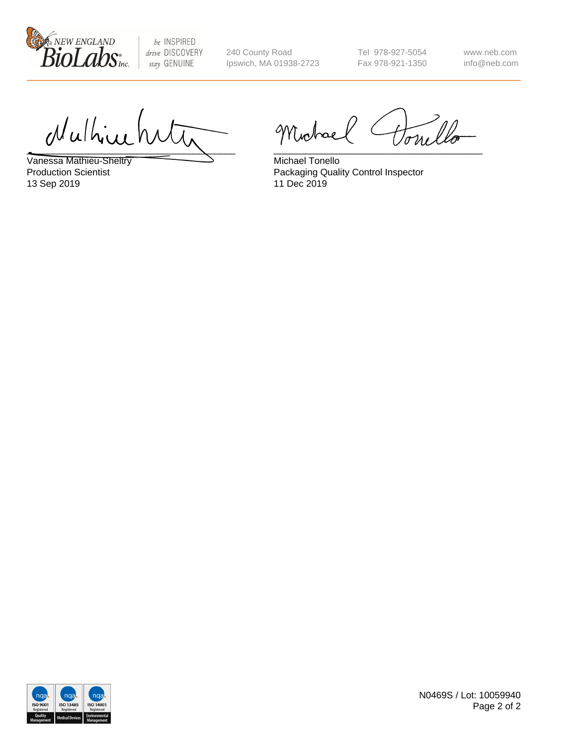Vanessa Mathieu-Sheltry
Production Scientist
13 Sep 2019

Michael Tonello
Packaging Quality Control Inspector
11 Dec 2019

N0469S / Lot: 10059940